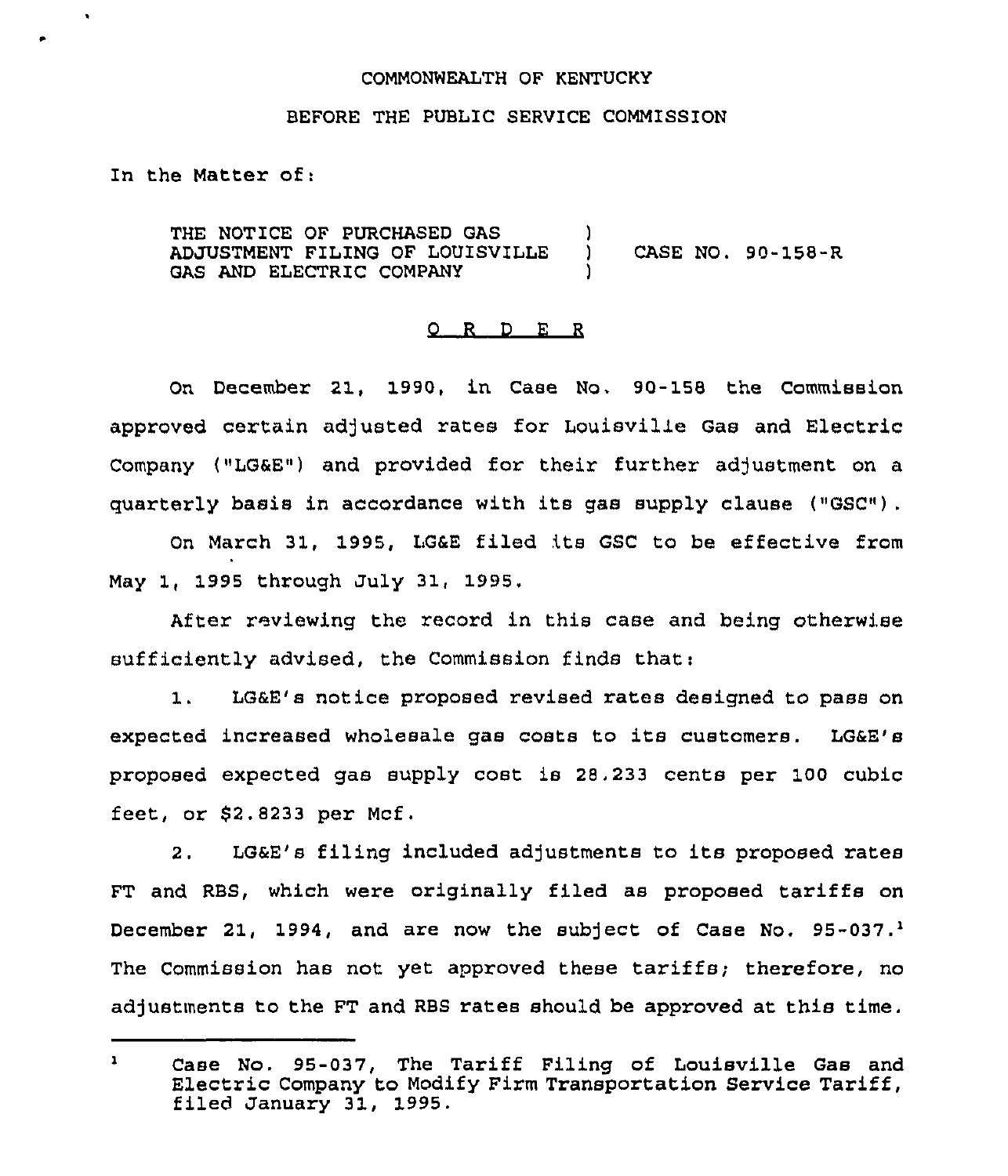COMMONWEALTH OF KENTUCKY

BEFORE THE PUBLIC SERVICE COMMISSION

In the Matter of:

THE NOTICE OF PURCHASED GAS ADJUSTMENT FILING OF LOUISVILLE GAS AND ELECTRIC COMPANY ) CASE NO. 90-158-R

## O R D E R

On December 21, 1990, in Case No. 90-158 the Commission approved certain adjusted rates for Louisville Gas and Electric Company ("LG&E") and provided for their further adjustment on a quarterly basis in accordance with its gas supply clause ("GSC").

On March 31, 1995, LG&E filed its GSC to be effective from May 1, 1995 through July 31, 1995.

After reviewing the record in this case and being otherwise sufficiently advised, the Commission finds that:

1. LG&E's notice proposed revised rates designed to pass on expected increased wholesale gas costs to its customers. LG&E's proposed expected gas supply cost is 28.233 cents per 100 cubic feet, or $2.8233 per Mcf.

2. LG&E's filing included adjustments to its proposed rates FT and RBS, which were originally filed as proposed tariffs on December 21, 1994, and are now the subject of Case No. 95-037.[1] The Commission has not yet approved these tariffs; therefore, no adjustments to the FT and RBS rates should be approved at this time.

[1] Case No. 95-037, The Tariff Filing of Louisville Gas and Electric Company to Modify Firm Transportation Service Tariff, filed January 31, 1995.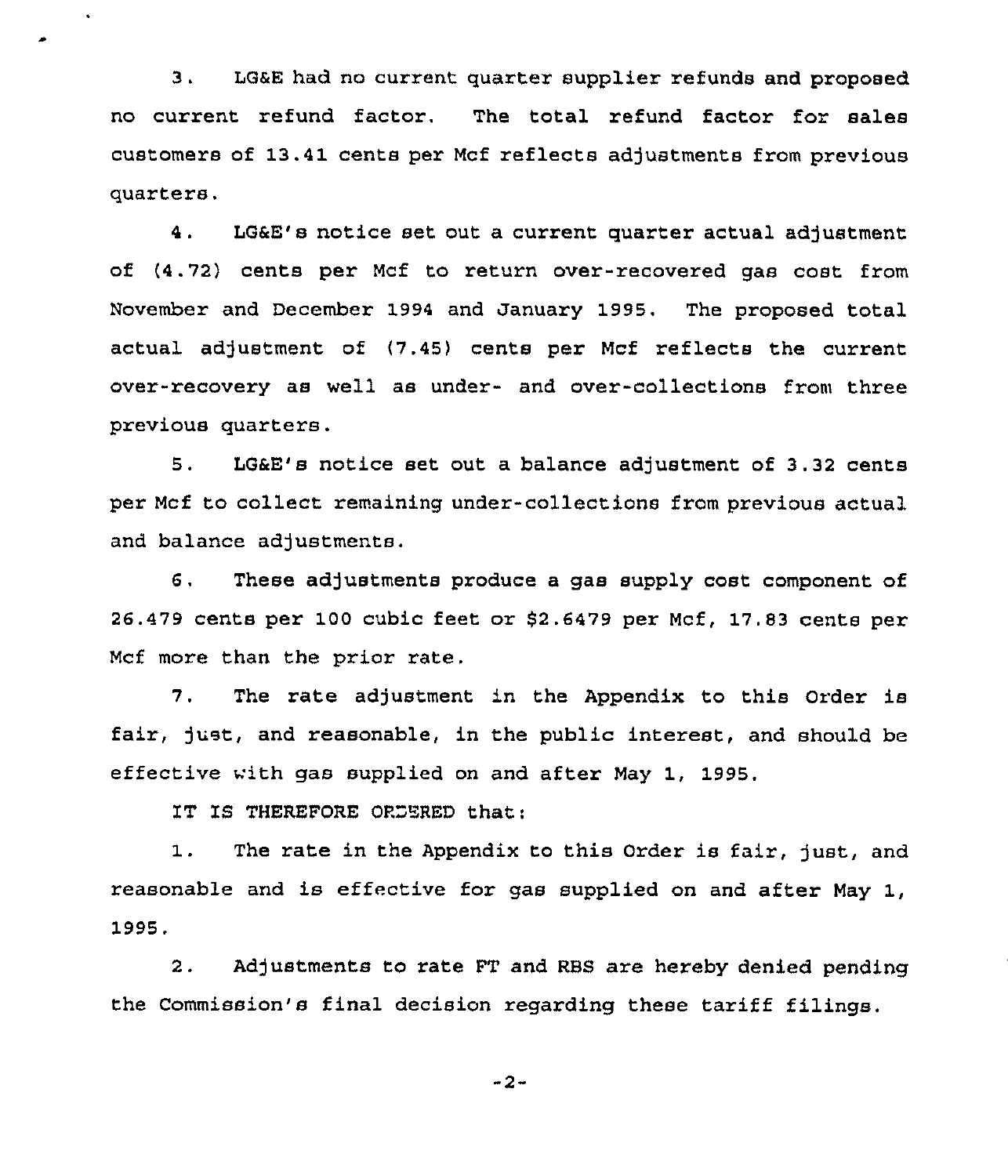3. LG&E had no current quarter supplier refunds and proposed no current refund factor. The total refund factor for sales customers of 13.41 cents per Mcf reflects adjustments from previous quarters.

4. LG&E's notice set out a current quarter actual adjustment of (4.72) cents per Mcf to return over-recovered gas cost from November and December 1994 and January 1995. The proposed total actual adjustment of (7.45) cents per Mcf reflects the current over-recovery as well as under- and over-collections from three previous quarters.

5. LG&E's notice set out a balance adjustment of 3.32 cents per Mcf to collect remaining under-collections from previous actual and balance adjustments.

6. These adjustments produce a gas supply cost component of 26.479 cents per 100 cubic feet or $2.6479 per Mcf, 17.83 cents per Mcf more than the prior rate.

7. The rate adjustment in the Appendix to this Order is fair, just, and reasonable, in the public interest, and should be effective with gas supplied on and after May 1, 1995.

IT IS THEREFORE ORDERED that:

1. The rate in the Appendix to this Order is fair, just, and reasonable and is effective for gas supplied on and after May 1, 1995.

2. Adjustments to rate FT and RBS are hereby denied pending the Commission's final decision regarding these tariff filings.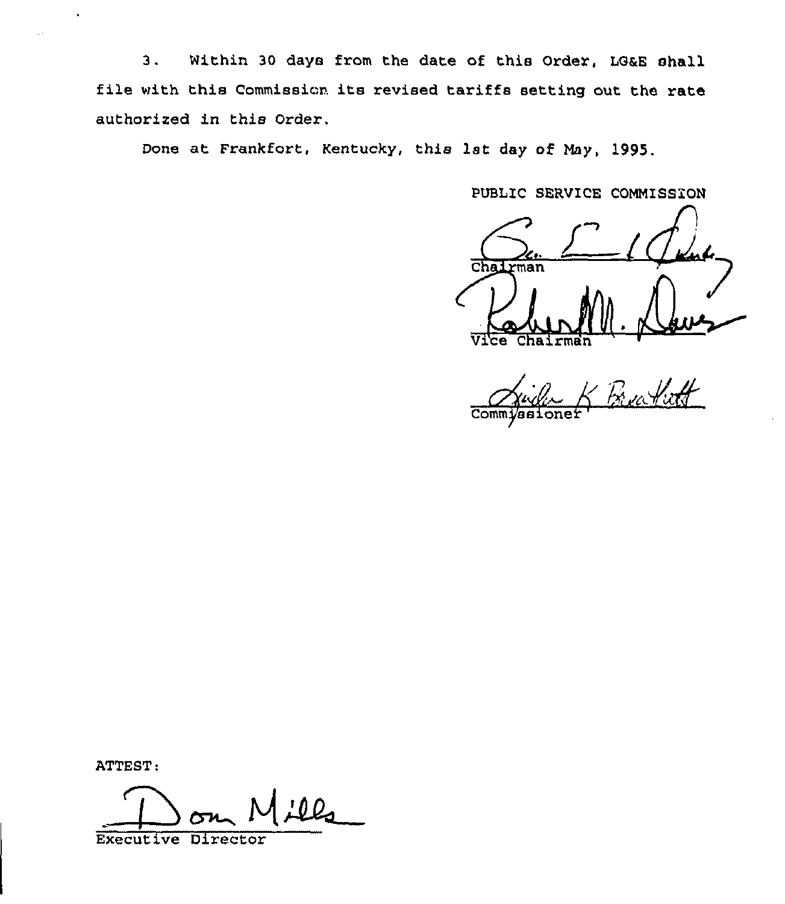3. Within 30 days from the date of this Order, LG&E shall file with this Commission its revised tariffs setting out the rate authorized in this Order.

Done at Frankfort, Kentucky, this 1st day of May, 1995.

PUBLIC SERVICE COMMISSION

Chairman

Vice Chairman

Commissioner

ATTEST:

Executive Director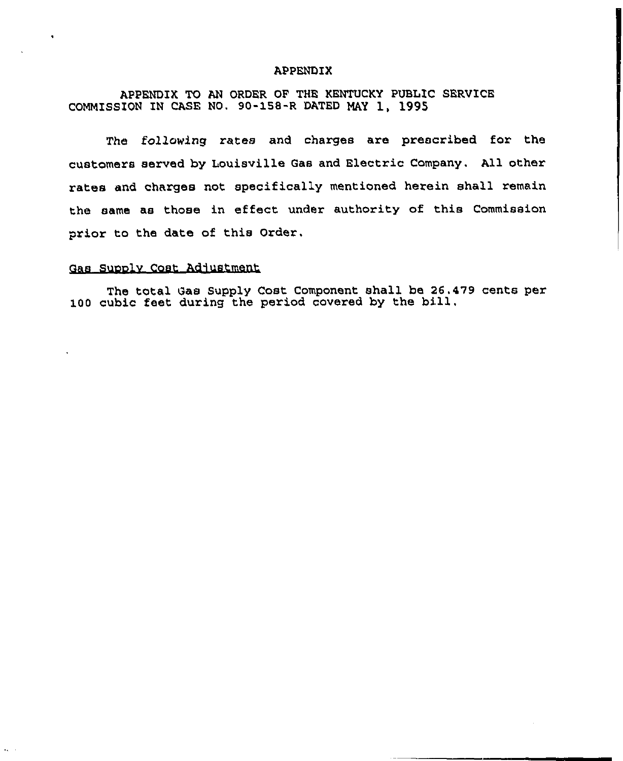# APPENDIX

APPENDIX TO AN ORDER OF THE KENTUCKY PUBLIC SERVICE COMMISSION IN CASE NO. 90-158-R DATED MAY 1, 1995

The *following* rates and charges are prescribed for the customers served by Louisville Gas and Electric Company. All other rates and charges not specifically mentioned herein shall remain the same as those in effect under authority of this Commission prior to the date of this Order.

Gas Supply Cost Adjustment

The total Gas Supply Cost Component shall be 26.479 cents per 100 cubic feet during the period covered by the bill.